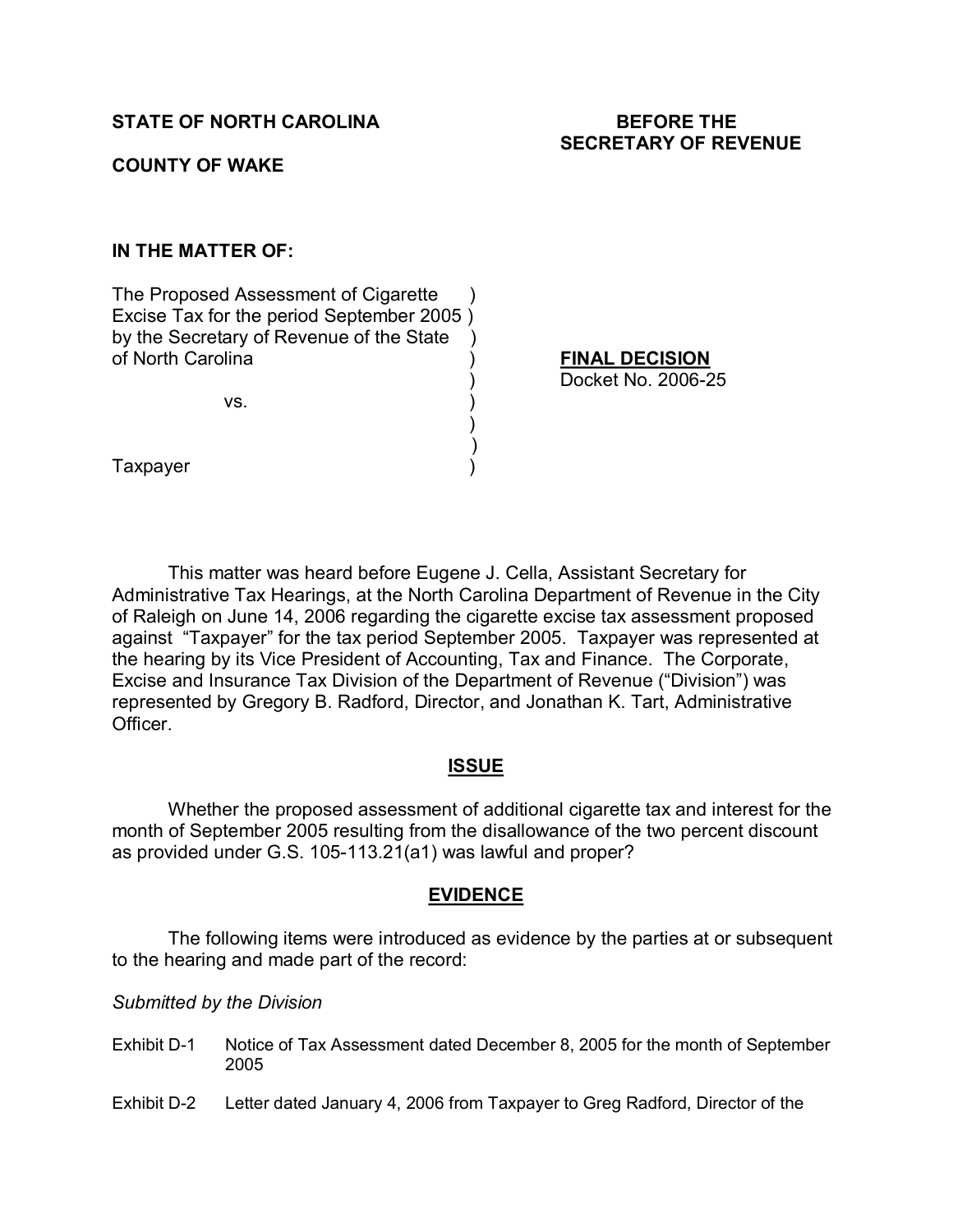**STATE OF NORTH CAROLINA**

**BEFORE THE SECRETARY OF REVENUE**

**COUNTY OF WAKE**

**IN THE MATTER OF:**

The Proposed Assessment of Cigarette Excise Tax for the period September 2005 by the Secretary of Revenue of the State of North Carolina

vs.

Taxpayer

**<u>FINAL DECISION</u>**
Docket No. 2006-25

This matter was heard before Eugene J. Cella, Assistant Secretary for Administrative Tax Hearings, at the North Carolina Department of Revenue in the City of Raleigh on June 14, 2006 regarding the cigarette excise tax assessment proposed against "Taxpayer" for the tax period September 2005. Taxpayer was represented at the hearing by its Vice President of Accounting, Tax and Finance. The Corporate, Excise and Insurance Tax Division of the Department of Revenue ("Division") was represented by Gregory B. Radford, Director, and Jonathan K. Tart, Administrative Officer.

## <u>ISSUE</u>

Whether the proposed assessment of additional cigarette tax and interest for the month of September 2005 resulting from the disallowance of the two percent discount as provided under G.S. 105-113.21(a1) was lawful and proper?

## <u>EVIDENCE</u>

The following items were introduced as evidence by the parties at or subsequent to the hearing and made part of the record:

*Submitted by the Division*

- Exhibit D-1 Notice of Tax Assessment dated December 8, 2005 for the month of September 2005
- Exhibit D-2 Letter dated January 4, 2006 from Taxpayer to Greg Radford, Director of the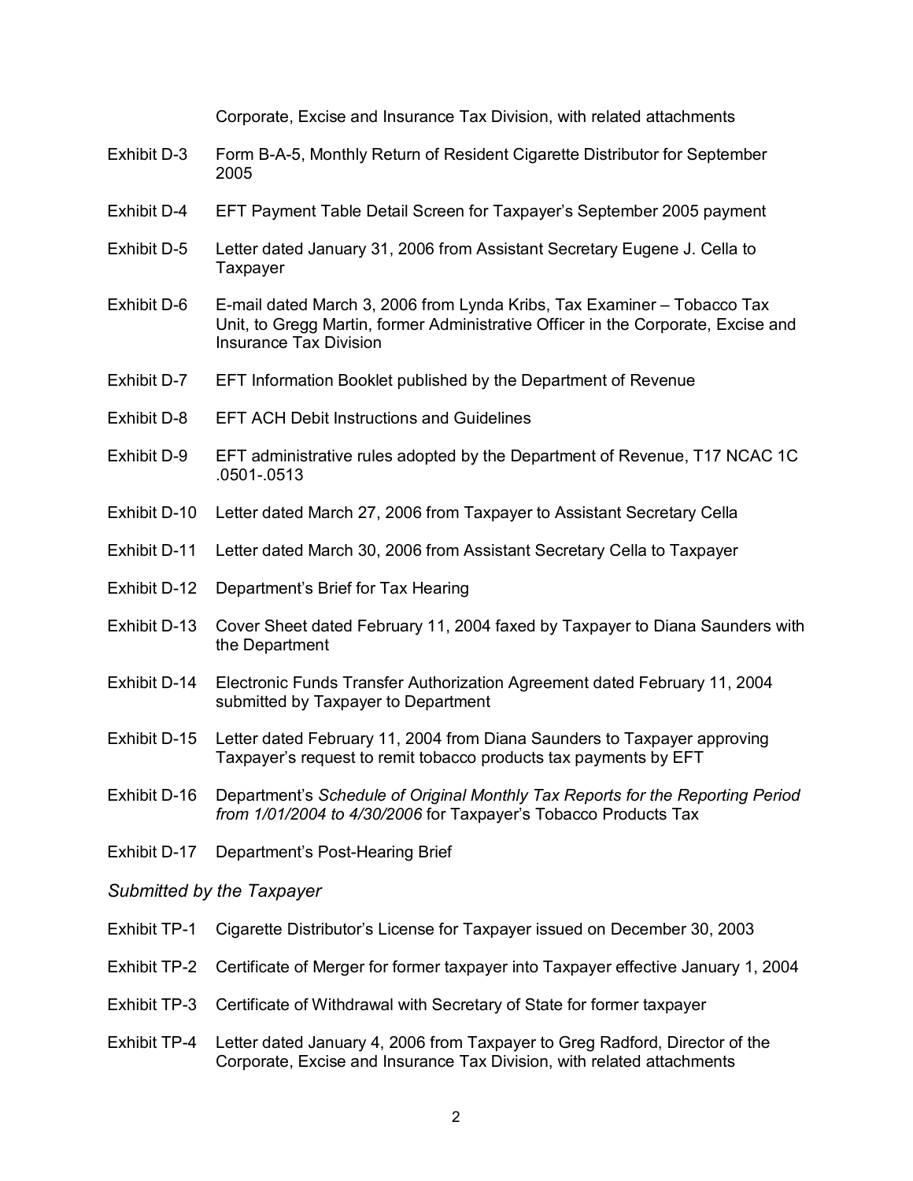Corporate, Excise and Insurance Tax Division, with related attachments

Exhibit D-3 Form B-A-5, Monthly Return of Resident Cigarette Distributor for September 2005

Exhibit D-4 EFT Payment Table Detail Screen for Taxpayer's September 2005 payment

Exhibit D-5 Letter dated January 31, 2006 from Assistant Secretary Eugene J. Cella to Taxpayer

Exhibit D-6 E-mail dated March 3, 2006 from Lynda Kribs, Tax Examiner – Tobacco Tax Unit, to Gregg Martin, former Administrative Officer in the Corporate, Excise and Insurance Tax Division

Exhibit D-7 EFT Information Booklet published by the Department of Revenue

Exhibit D-8 EFT ACH Debit Instructions and Guidelines

Exhibit D-9 EFT administrative rules adopted by the Department of Revenue, T17 NCAC 1C .0501-.0513

Exhibit D-10 Letter dated March 27, 2006 from Taxpayer to Assistant Secretary Cella

Exhibit D-11 Letter dated March 30, 2006 from Assistant Secretary Cella to Taxpayer

Exhibit D-12 Department's Brief for Tax Hearing

Exhibit D-13 Cover Sheet dated February 11, 2004 faxed by Taxpayer to Diana Saunders with the Department

Exhibit D-14 Electronic Funds Transfer Authorization Agreement dated February 11, 2004 submitted by Taxpayer to Department

Exhibit D-15 Letter dated February 11, 2004 from Diana Saunders to Taxpayer approving Taxpayer's request to remit tobacco products tax payments by EFT

Exhibit D-16 Department's *Schedule of Original Monthly Tax Reports for the Reporting Period from 1/01/2004 to 4/30/2006* for Taxpayer's Tobacco Products Tax

Exhibit D-17 Department's Post-Hearing Brief

*Submitted by the Taxpayer*

Exhibit TP-1 Cigarette Distributor's License for Taxpayer issued on December 30, 2003

Exhibit TP-2 Certificate of Merger for former taxpayer into Taxpayer effective January 1, 2004

Exhibit TP-3 Certificate of Withdrawal with Secretary of State for former taxpayer

Exhibit TP-4 Letter dated January 4, 2006 from Taxpayer to Greg Radford, Director of the Corporate, Excise and Insurance Tax Division, with related attachments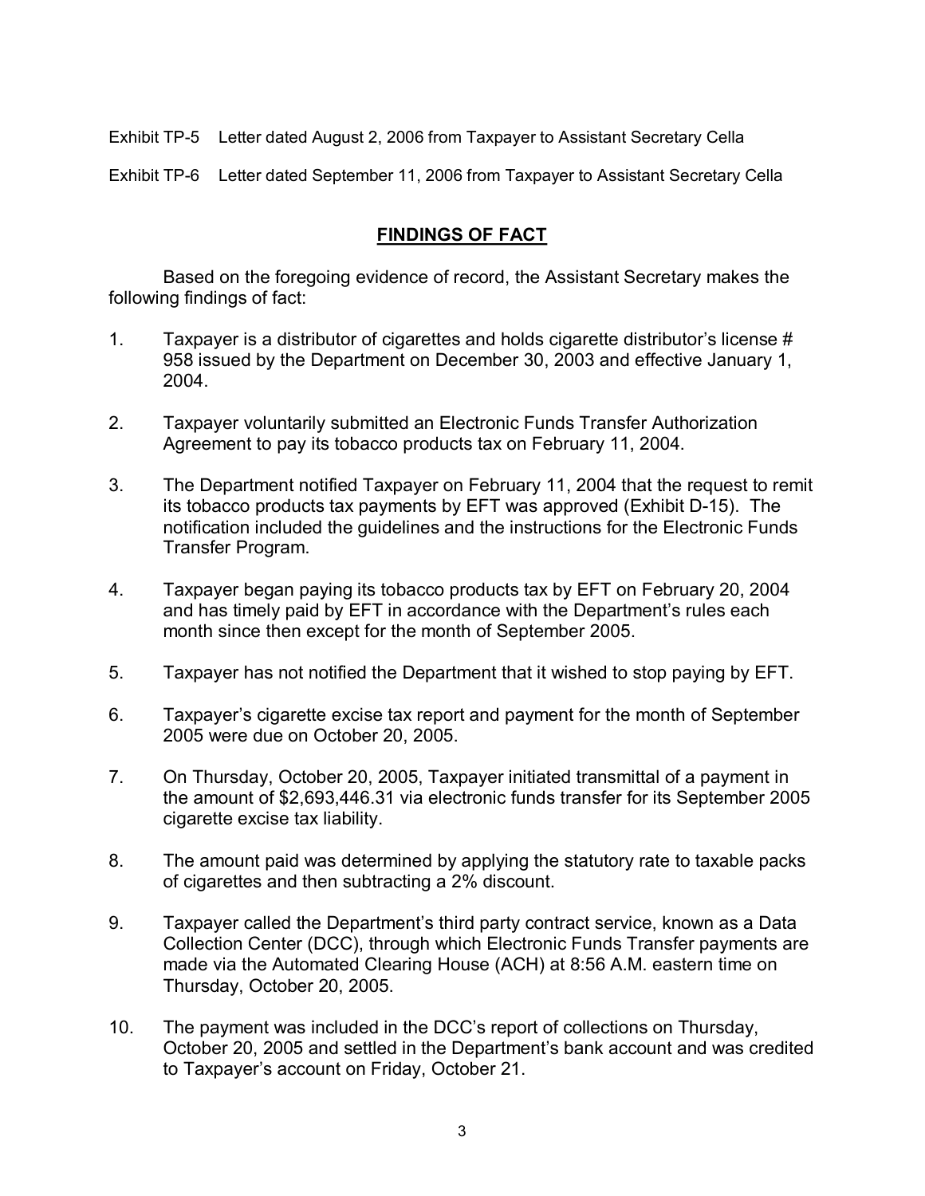Exhibit TP-5 Letter dated August 2, 2006 from Taxpayer to Assistant Secretary Cella

Exhibit TP-6 Letter dated September 11, 2006 from Taxpayer to Assistant Secretary Cella

## FINDINGS OF FACT

Based on the foregoing evidence of record, the Assistant Secretary makes the following findings of fact:

1. Taxpayer is a distributor of cigarettes and holds cigarette distributor's license # 958 issued by the Department on December 30, 2003 and effective January 1, 2004.

2. Taxpayer voluntarily submitted an Electronic Funds Transfer Authorization Agreement to pay its tobacco products tax on February 11, 2004.

3. The Department notified Taxpayer on February 11, 2004 that the request to remit its tobacco products tax payments by EFT was approved (Exhibit D-15). The notification included the guidelines and the instructions for the Electronic Funds Transfer Program.

4. Taxpayer began paying its tobacco products tax by EFT on February 20, 2004 and has timely paid by EFT in accordance with the Department's rules each month since then except for the month of September 2005.

5. Taxpayer has not notified the Department that it wished to stop paying by EFT.

6. Taxpayer's cigarette excise tax report and payment for the month of September 2005 were due on October 20, 2005.

7. On Thursday, October 20, 2005, Taxpayer initiated transmittal of a payment in the amount of $2,693,446.31 via electronic funds transfer for its September 2005 cigarette excise tax liability.

8. The amount paid was determined by applying the statutory rate to taxable packs of cigarettes and then subtracting a 2% discount.

9. Taxpayer called the Department's third party contract service, known as a Data Collection Center (DCC), through which Electronic Funds Transfer payments are made via the Automated Clearing House (ACH) at 8:56 A.M. eastern time on Thursday, October 20, 2005.

10. The payment was included in the DCC's report of collections on Thursday, October 20, 2005 and settled in the Department's bank account and was credited to Taxpayer's account on Friday, October 21.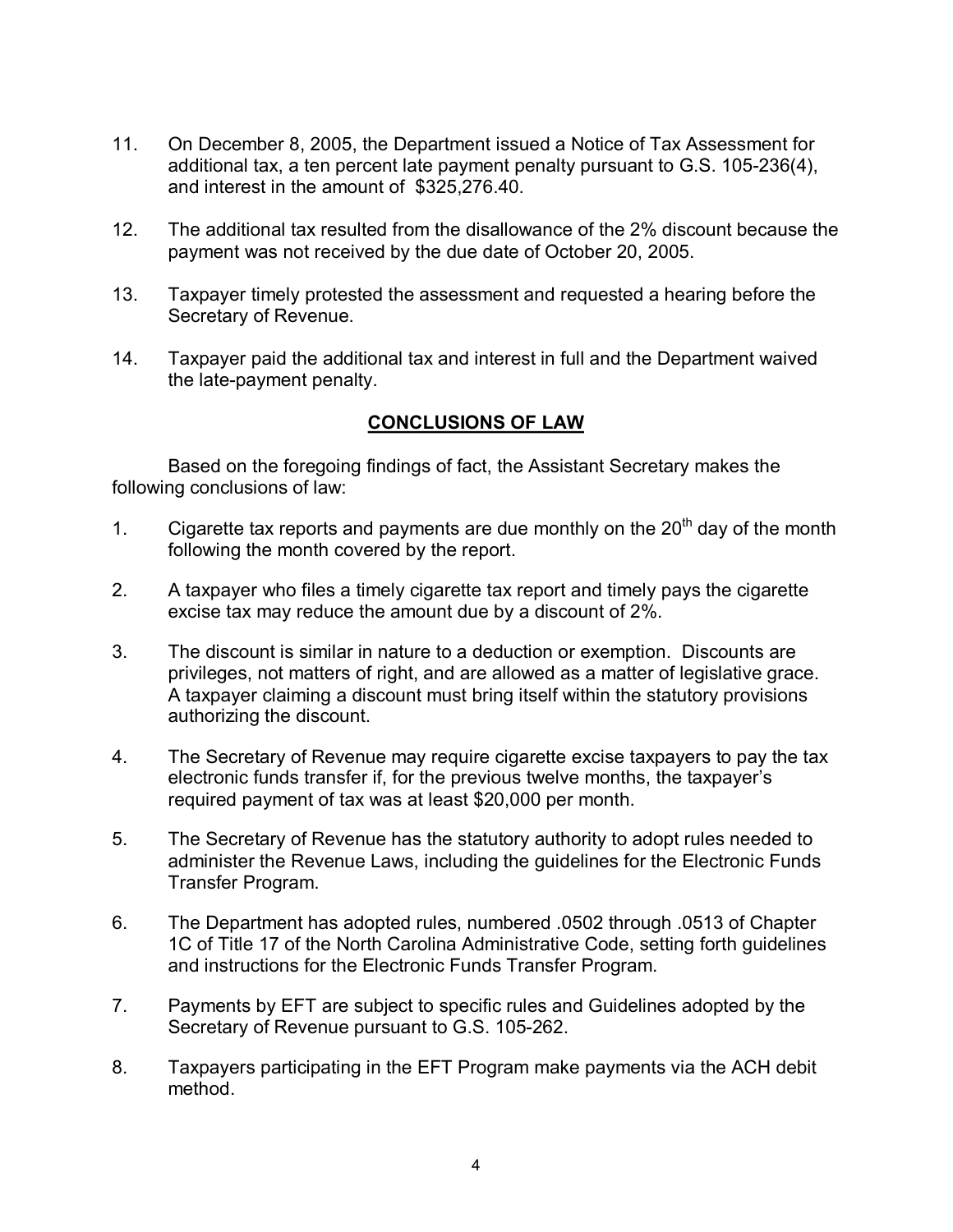11. On December 8, 2005, the Department issued a Notice of Tax Assessment for additional tax, a ten percent late payment penalty pursuant to G.S. 105-236(4), and interest in the amount of $325,276.40.

12. The additional tax resulted from the disallowance of the 2% discount because the payment was not received by the due date of October 20, 2005.

13. Taxpayer timely protested the assessment and requested a hearing before the Secretary of Revenue.

14. Taxpayer paid the additional tax and interest in full and the Department waived the late-payment penalty.

## CONCLUSIONS OF LAW

Based on the foregoing findings of fact, the Assistant Secretary makes the following conclusions of law:

1. Cigarette tax reports and payments are due monthly on the 20th day of the month following the month covered by the report.

2. A taxpayer who files a timely cigarette tax report and timely pays the cigarette excise tax may reduce the amount due by a discount of 2%.

3. The discount is similar in nature to a deduction or exemption. Discounts are privileges, not matters of right, and are allowed as a matter of legislative grace. A taxpayer claiming a discount must bring itself within the statutory provisions authorizing the discount.

4. The Secretary of Revenue may require cigarette excise taxpayers to pay the tax electronic funds transfer if, for the previous twelve months, the taxpayer's required payment of tax was at least $20,000 per month.

5. The Secretary of Revenue has the statutory authority to adopt rules needed to administer the Revenue Laws, including the guidelines for the Electronic Funds Transfer Program.

6. The Department has adopted rules, numbered .0502 through .0513 of Chapter 1C of Title 17 of the North Carolina Administrative Code, setting forth guidelines and instructions for the Electronic Funds Transfer Program.

7. Payments by EFT are subject to specific rules and Guidelines adopted by the Secretary of Revenue pursuant to G.S. 105-262.

8. Taxpayers participating in the EFT Program make payments via the ACH debit method.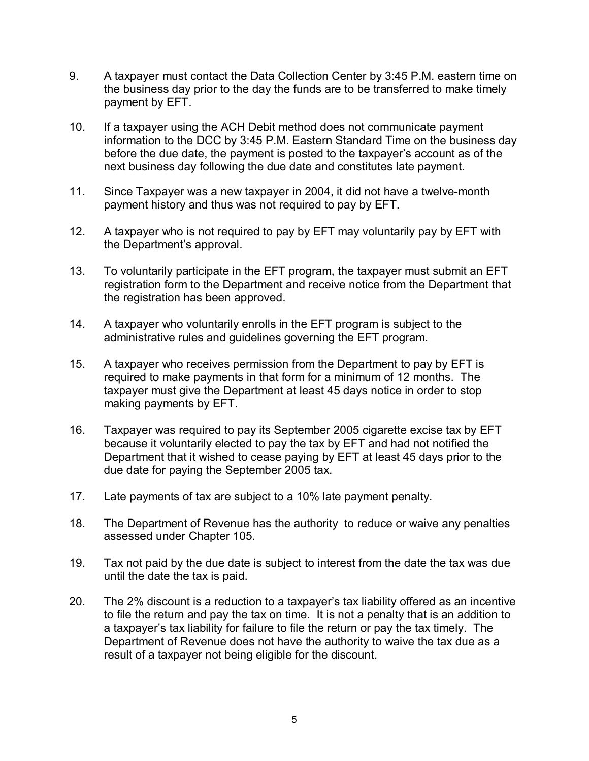9. A taxpayer must contact the Data Collection Center by 3:45 P.M. eastern time on the business day prior to the day the funds are to be transferred to make timely payment by EFT.

10. If a taxpayer using the ACH Debit method does not communicate payment information to the DCC by 3:45 P.M. Eastern Standard Time on the business day before the due date, the payment is posted to the taxpayer's account as of the next business day following the due date and constitutes late payment.

11. Since Taxpayer was a new taxpayer in 2004, it did not have a twelve-month payment history and thus was not required to pay by EFT.

12. A taxpayer who is not required to pay by EFT may voluntarily pay by EFT with the Department's approval.

13. To voluntarily participate in the EFT program, the taxpayer must submit an EFT registration form to the Department and receive notice from the Department that the registration has been approved.

14. A taxpayer who voluntarily enrolls in the EFT program is subject to the administrative rules and guidelines governing the EFT program.

15. A taxpayer who receives permission from the Department to pay by EFT is required to make payments in that form for a minimum of 12 months. The taxpayer must give the Department at least 45 days notice in order to stop making payments by EFT.

16. Taxpayer was required to pay its September 2005 cigarette excise tax by EFT because it voluntarily elected to pay the tax by EFT and had not notified the Department that it wished to cease paying by EFT at least 45 days prior to the due date for paying the September 2005 tax.

17. Late payments of tax are subject to a 10% late payment penalty.

18. The Department of Revenue has the authority to reduce or waive any penalties assessed under Chapter 105.

19. Tax not paid by the due date is subject to interest from the date the tax was due until the date the tax is paid.

20. The 2% discount is a reduction to a taxpayer's tax liability offered as an incentive to file the return and pay the tax on time. It is not a penalty that is an addition to a taxpayer's tax liability for failure to file the return or pay the tax timely. The Department of Revenue does not have the authority to waive the tax due as a result of a taxpayer not being eligible for the discount.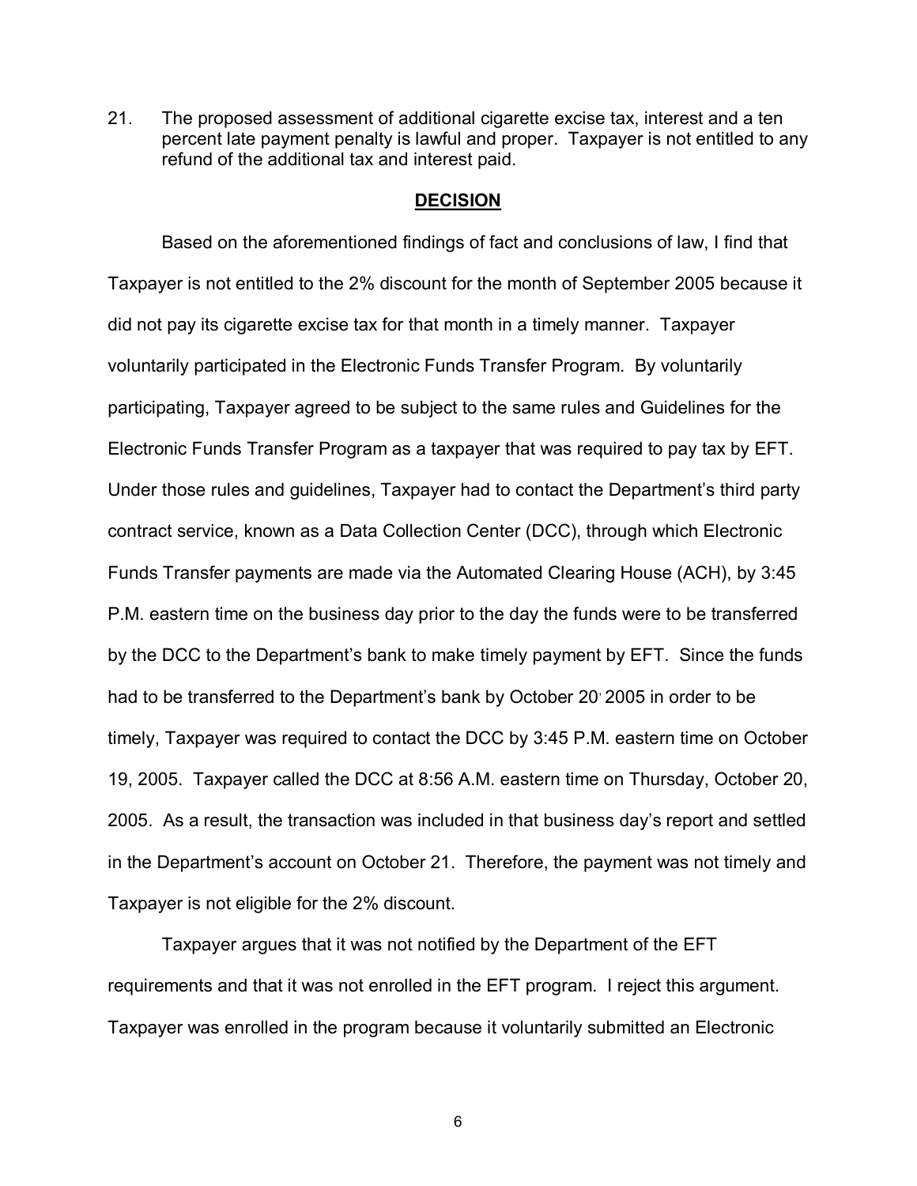21. The proposed assessment of additional cigarette excise tax, interest and a ten percent late payment penalty is lawful and proper. Taxpayer is not entitled to any refund of the additional tax and interest paid.

## DECISION

Based on the aforementioned findings of fact and conclusions of law, I find that Taxpayer is not entitled to the 2% discount for the month of September 2005 because it did not pay its cigarette excise tax for that month in a timely manner. Taxpayer voluntarily participated in the Electronic Funds Transfer Program. By voluntarily participating, Taxpayer agreed to be subject to the same rules and Guidelines for the Electronic Funds Transfer Program as a taxpayer that was required to pay tax by EFT. Under those rules and guidelines, Taxpayer had to contact the Department's third party contract service, known as a Data Collection Center (DCC), through which Electronic Funds Transfer payments are made via the Automated Clearing House (ACH), by 3:45 P.M. eastern time on the business day prior to the day the funds were to be transferred by the DCC to the Department's bank to make timely payment by EFT. Since the funds had to be transferred to the Department's bank by October 20, 2005 in order to be timely, Taxpayer was required to contact the DCC by 3:45 P.M. eastern time on October 19, 2005. Taxpayer called the DCC at 8:56 A.M. eastern time on Thursday, October 20, 2005. As a result, the transaction was included in that business day's report and settled in the Department's account on October 21. Therefore, the payment was not timely and Taxpayer is not eligible for the 2% discount.

Taxpayer argues that it was not notified by the Department of the EFT requirements and that it was not enrolled in the EFT program. I reject this argument. Taxpayer was enrolled in the program because it voluntarily submitted an Electronic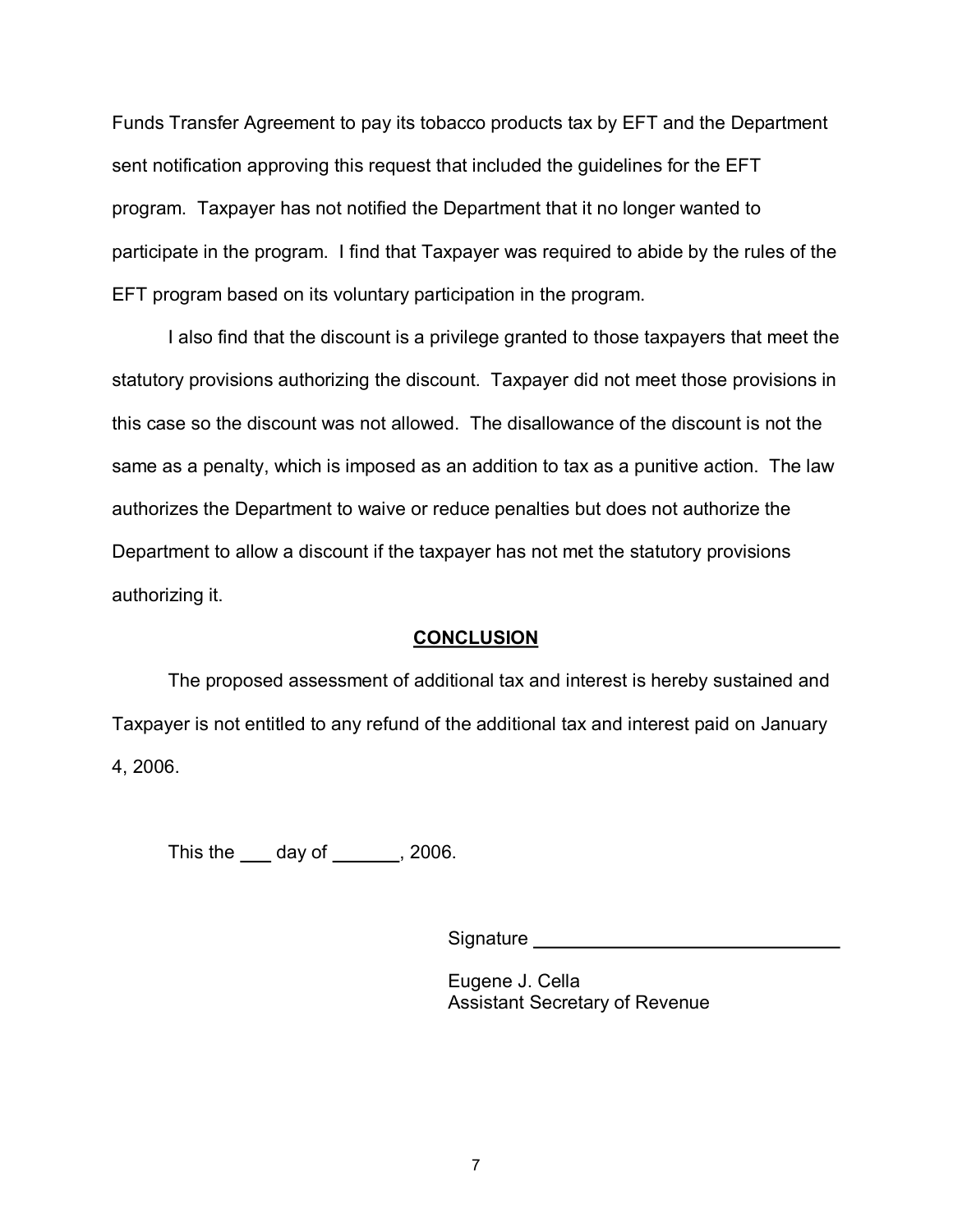Funds Transfer Agreement to pay its tobacco products tax by EFT and the Department sent notification approving this request that included the guidelines for the EFT program. Taxpayer has not notified the Department that it no longer wanted to participate in the program. I find that Taxpayer was required to abide by the rules of the EFT program based on its voluntary participation in the program.

I also find that the discount is a privilege granted to those taxpayers that meet the statutory provisions authorizing the discount. Taxpayer did not meet those provisions in this case so the discount was not allowed. The disallowance of the discount is not the same as a penalty, which is imposed as an addition to tax as a punitive action. The law authorizes the Department to waive or reduce penalties but does not authorize the Department to allow a discount if the taxpayer has not met the statutory provisions authorizing it.

## CONCLUSION

The proposed assessment of additional tax and interest is hereby sustained and Taxpayer is not entitled to any refund of the additional tax and interest paid on January 4, 2006.

This the ___ day of ______, 2006.

Signature ______________________________

Eugene J. Cella
Assistant Secretary of Revenue